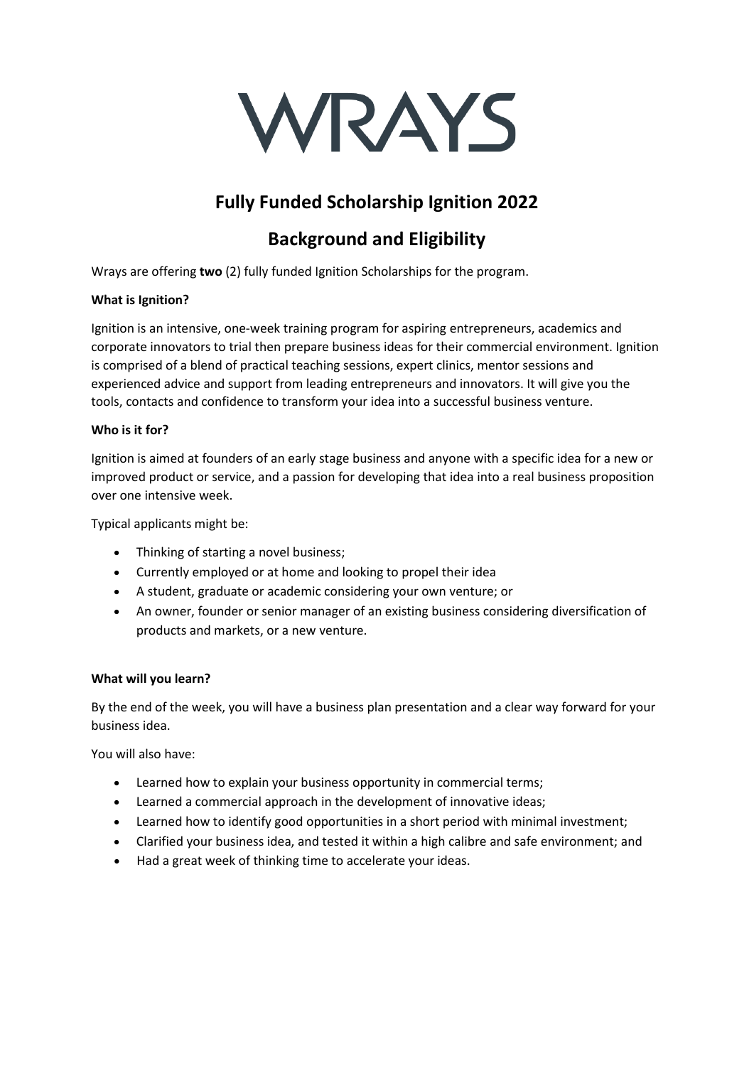# WRAYS

## Fully Funded Scholarship Ignition 2022

## Background and Eligibility

Wrays are offering **two** (2) fully funded Ignition Scholarships for the program.

**What is Ignition?**

Ignition is an intensive, one-week training program for aspiring entrepreneurs, academics and corporate innovators to trial then prepare business ideas for their commercial environment. Ignition is comprised of a blend of practical teaching sessions, expert clinics, mentor sessions and experienced advice and support from leading entrepreneurs and innovators. It will give you the tools, contacts and confidence to transform your idea into a successful business venture.

**Who is it for?**

Ignition is aimed at founders of an early stage business and anyone with a specific idea for a new or improved product or service, and a passion for developing that idea into a real business proposition over one intensive week.

Typical applicants might be:

- Thinking of starting a novel business;
- Currently employed or at home and looking to propel their idea
- A student, graduate or academic considering your own venture; or
- An owner, founder or senior manager of an existing business considering diversification of products and markets, or a new venture.

**What will you learn?**

By the end of the week, you will have a business plan presentation and a clear way forward for your business idea.

You will also have:

- Learned how to explain your business opportunity in commercial terms;
- Learned a commercial approach in the development of innovative ideas;
- Learned how to identify good opportunities in a short period with minimal investment;
- Clarified your business idea, and tested it within a high calibre and safe environment; and
- Had a great week of thinking time to accelerate your ideas.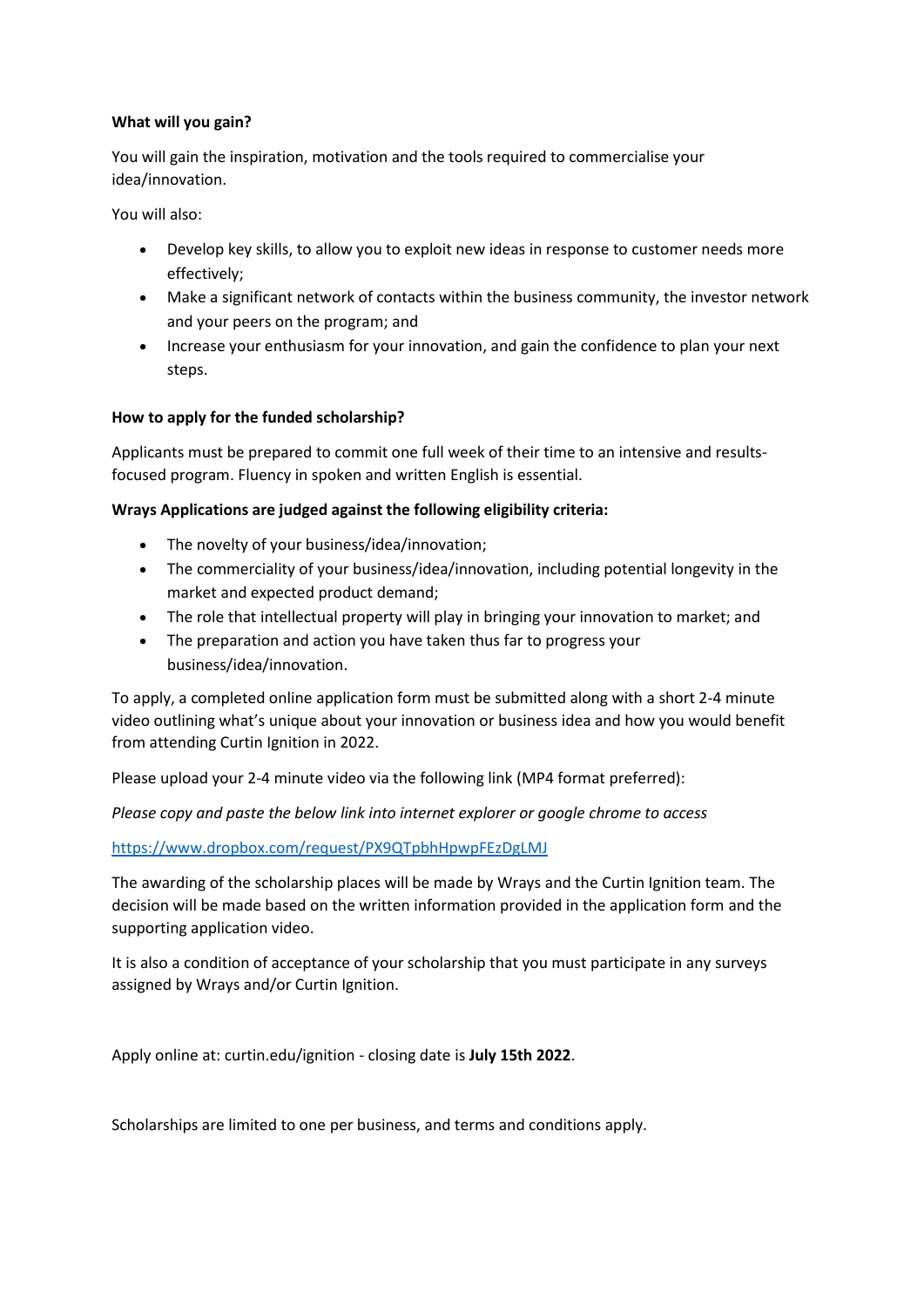**What will you gain?**

You will gain the inspiration, motivation and the tools required to commercialise your idea/innovation.

You will also:

- Develop key skills, to allow you to exploit new ideas in response to customer needs more effectively;
- Make a significant network of contacts within the business community, the investor network and your peers on the program; and
- Increase your enthusiasm for your innovation, and gain the confidence to plan your next steps.

**How to apply for the funded scholarship?**

Applicants must be prepared to commit one full week of their time to an intensive and results-focused program. Fluency in spoken and written English is essential.

**Wrays Applications are judged against the following eligibility criteria:**

- The novelty of your business/idea/innovation;
- The commerciality of your business/idea/innovation, including potential longevity in the market and expected product demand;
- The role that intellectual property will play in bringing your innovation to market; and
- The preparation and action you have taken thus far to progress your business/idea/innovation.

To apply, a completed online application form must be submitted along with a short 2-4 minute video outlining what's unique about your innovation or business idea and how you would benefit from attending Curtin Ignition in 2022.

Please upload your 2-4 minute video via the following link (MP4 format preferred):

*Please copy and paste the below link into internet explorer or google chrome to access*

https://www.dropbox.com/request/PX9QTpbhHpwpFEzDgLMJ

The awarding of the scholarship places will be made by Wrays and the Curtin Ignition team. The decision will be made based on the written information provided in the application form and the supporting application video.

It is also a condition of acceptance of your scholarship that you must participate in any surveys assigned by Wrays and/or Curtin Ignition.

Apply online at: curtin.edu/ignition - closing date is **July 15th 2022**.

Scholarships are limited to one per business, and terms and conditions apply.